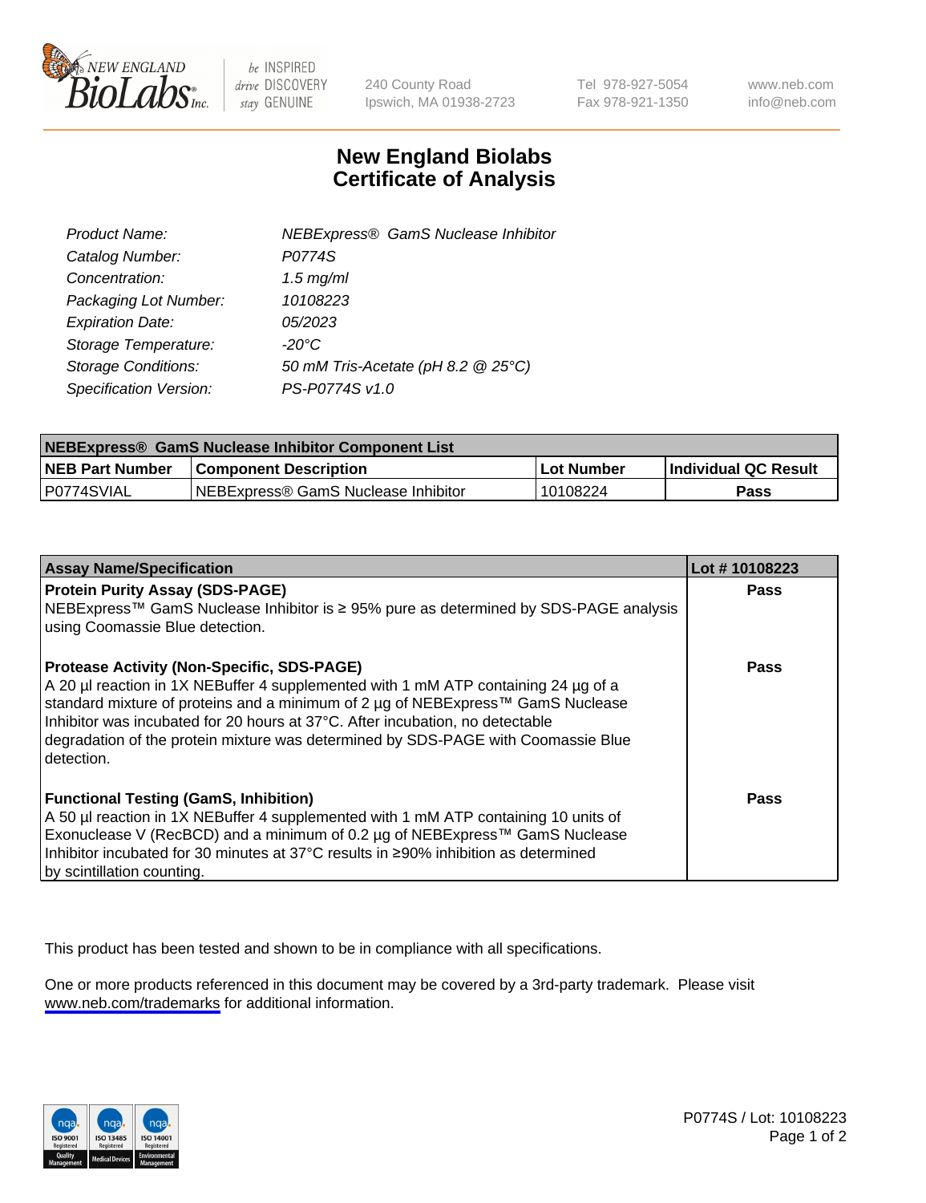# New England Biolabs
# Certificate of Analysis

| | |
|---|---|
| *Product Name:* | *NEBExpress® GamS Nuclease Inhibitor* |
| *Catalog Number:* | *P0774S* |
| *Concentration:* | *1.5 mg/ml* |
| *Packaging Lot Number:* | *10108223* |
| *Expiration Date:* | *05/2023* |
| *Storage Temperature:* | *-20°C* |
| *Storage Conditions:* | *50 mM Tris-Acetate (pH 8.2 @ 25°C)* |
| *Specification Version:* | *PS-P0774S v1.0* |

| NEBExpress® GamS Nuclease Inhibitor Component List | | | |
|---|---|---|---|
| **NEB Part Number** | **Component Description** | **Lot Number** | **Individual QC Result** |
| P0774SVIAL | NEBExpress® GamS Nuclease Inhibitor | 10108224 | **Pass** |

| Assay Name/Specification | Lot # 10108223 |
|---|---|
| **Protein Purity Assay (SDS-PAGE)**<br>NEBExpress™ GamS Nuclease Inhibitor is ≥ 95% pure as determined by SDS-PAGE analysis using Coomassie Blue detection. | **Pass** |
| **Protease Activity (Non-Specific, SDS-PAGE)**<br>A 20 µl reaction in 1X NEBuffer 4 supplemented with 1 mM ATP containing 24 µg of a standard mixture of proteins and a minimum of 2 µg of NEBExpress™ GamS Nuclease Inhibitor was incubated for 20 hours at 37°C. After incubation, no detectable degradation of the protein mixture was determined by SDS-PAGE with Coomassie Blue detection. | **Pass** |
| **Functional Testing (GamS, Inhibition)**<br>A 50 µl reaction in 1X NEBuffer 4 supplemented with 1 mM ATP containing 10 units of Exonuclease V (RecBCD) and a minimum of 0.2 µg of NEBExpress™ GamS Nuclease Inhibitor incubated for 30 minutes at 37°C results in ≥90% inhibition as determined by scintillation counting. | **Pass** |

This product has been tested and shown to be in compliance with all specifications.

One or more products referenced in this document may be covered by a 3rd-party trademark. Please visit www.neb.com/trademarks for additional information.

P0774S / Lot: 10108223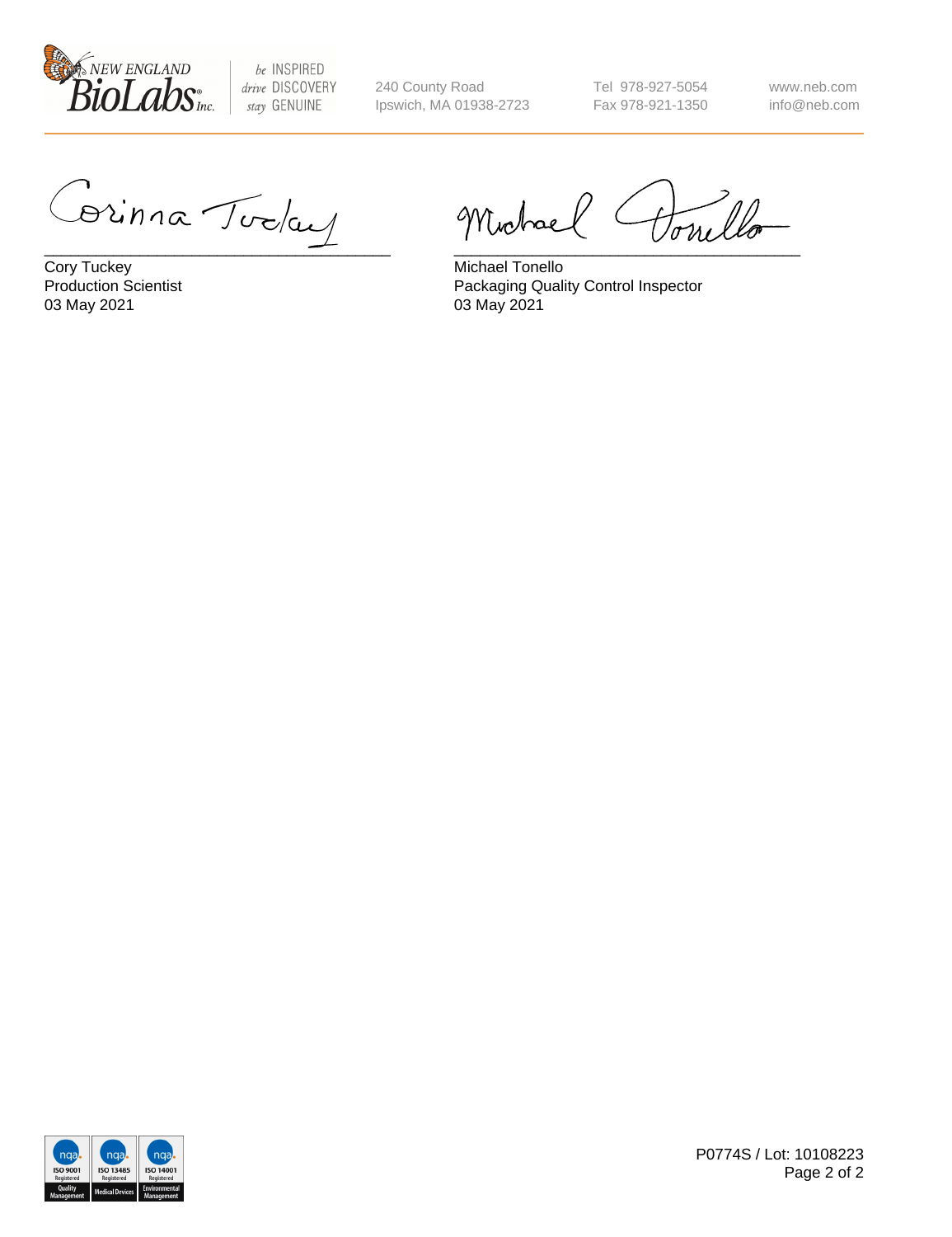Cory Tuckey
Production Scientist
03 May 2021

Michael Tonello
Packaging Quality Control Inspector
03 May 2021

P0774S / Lot: 10108223